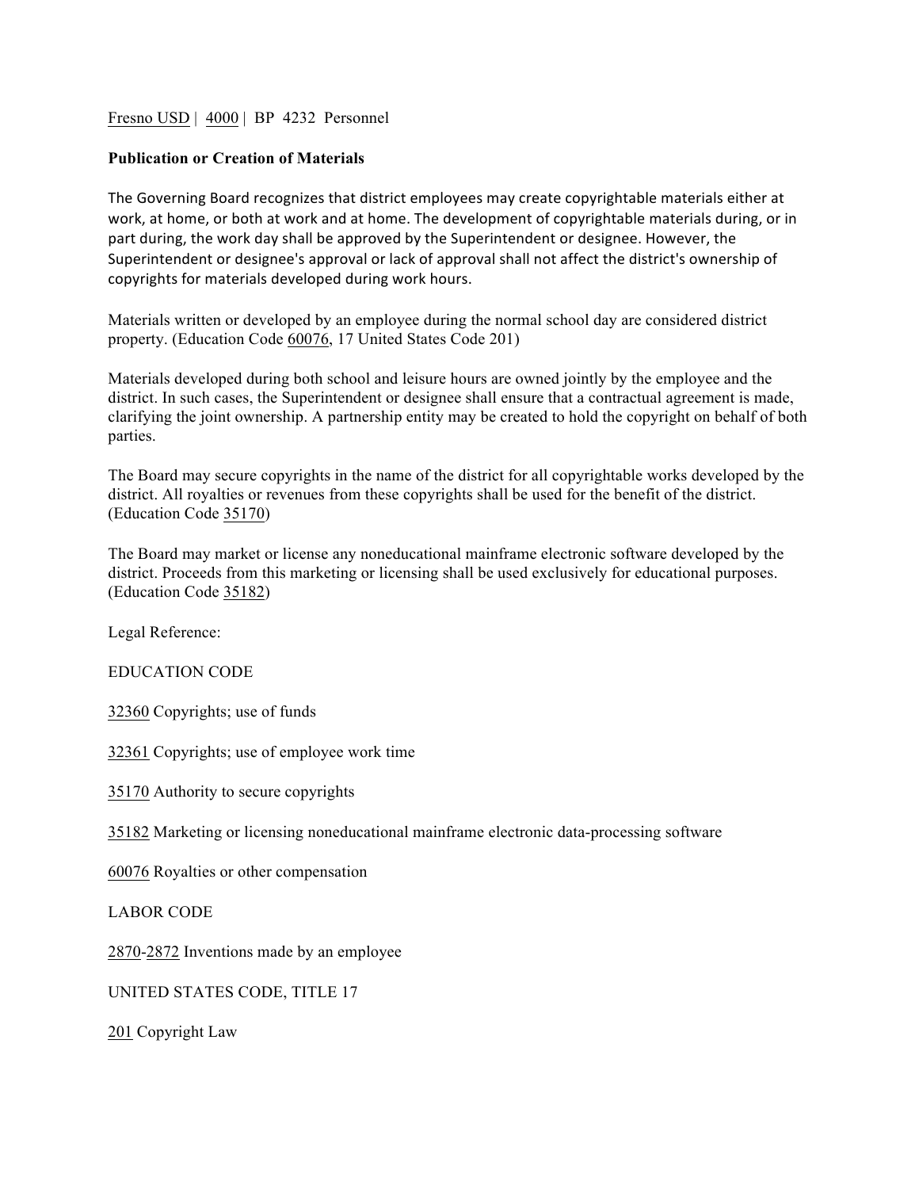Fresno USD | 4000 | BP 4232 Personnel

**Publication or Creation of Materials**

The Governing Board recognizes that district employees may create copyrightable materials either at work, at home, or both at work and at home. The development of copyrightable materials during, or in part during, the work day shall be approved by the Superintendent or designee. However, the Superintendent or designee's approval or lack of approval shall not affect the district's ownership of copyrights for materials developed during work hours.

Materials written or developed by an employee during the normal school day are considered district property. (Education Code 60076, 17 United States Code 201)

Materials developed during both school and leisure hours are owned jointly by the employee and the district. In such cases, the Superintendent or designee shall ensure that a contractual agreement is made, clarifying the joint ownership. A partnership entity may be created to hold the copyright on behalf of both parties.

The Board may secure copyrights in the name of the district for all copyrightable works developed by the district. All royalties or revenues from these copyrights shall be used for the benefit of the district. (Education Code 35170)

The Board may market or license any noneducational mainframe electronic software developed by the district. Proceeds from this marketing or licensing shall be used exclusively for educational purposes. (Education Code 35182)

Legal Reference:

EDUCATION CODE

32360 Copyrights; use of funds

32361 Copyrights; use of employee work time

35170 Authority to secure copyrights

35182 Marketing or licensing noneducational mainframe electronic data-processing software

60076 Royalties or other compensation

LABOR CODE

2870-2872 Inventions made by an employee

UNITED STATES CODE, TITLE 17

201 Copyright Law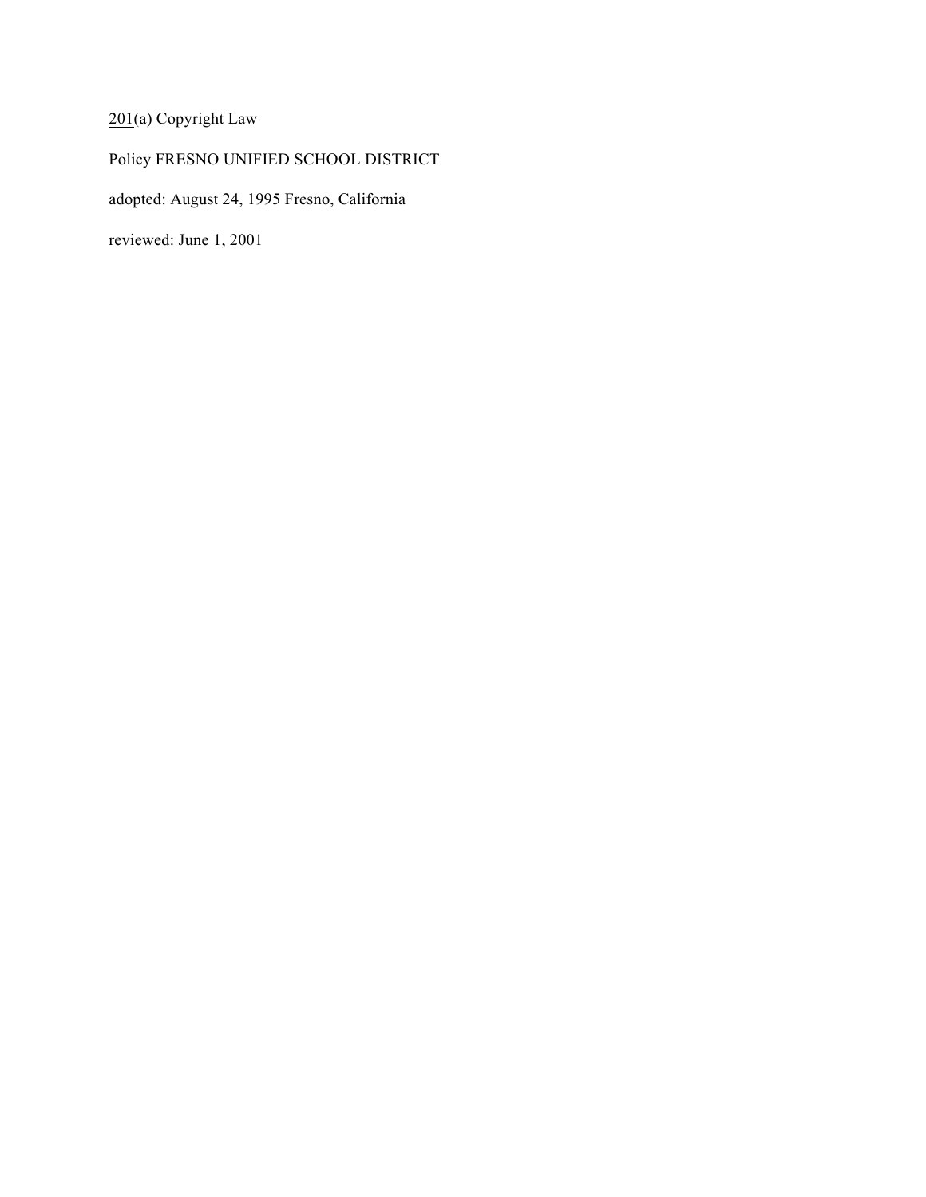201(a) Copyright Law

Policy FRESNO UNIFIED SCHOOL DISTRICT

adopted: August 24, 1995 Fresno, California

reviewed: June 1, 2001